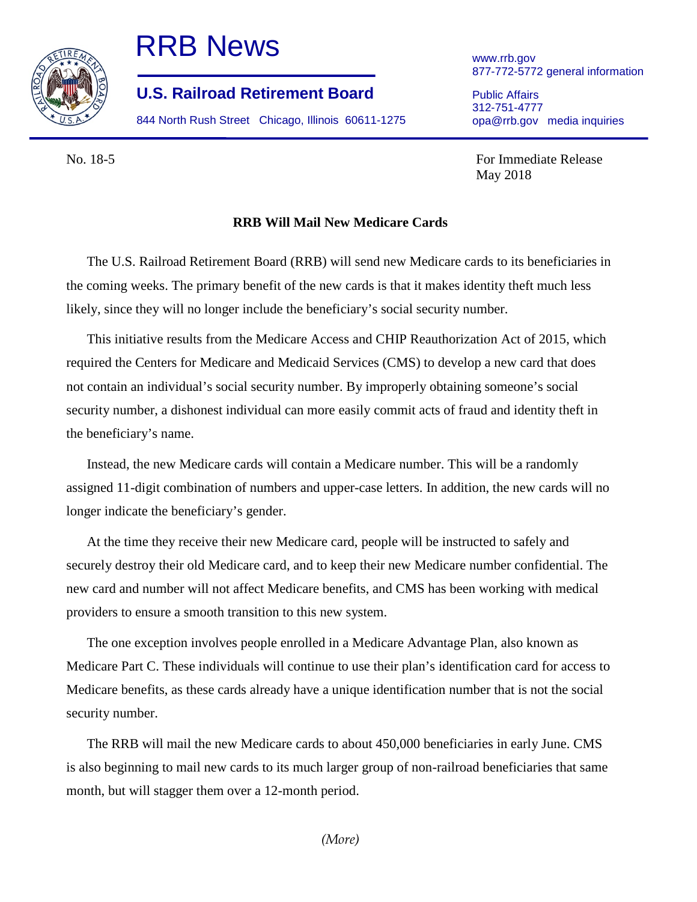# RRB News

## U.S. Railroad Retirement Board

844 North Rush Street Chicago, Illinois 60611-1275

www.rrb.gov
877-772-5772 general information

Public Affairs
312-751-4777
opa@rrb.gov media inquiries

No. 18-5

For Immediate Release
May 2018

**RRB Will Mail New Medicare Cards**

The U.S. Railroad Retirement Board (RRB) will send new Medicare cards to its beneficiaries in the coming weeks. The primary benefit of the new cards is that it makes identity theft much less likely, since they will no longer include the beneficiary's social security number.

This initiative results from the Medicare Access and CHIP Reauthorization Act of 2015, which required the Centers for Medicare and Medicaid Services (CMS) to develop a new card that does not contain an individual's social security number. By improperly obtaining someone's social security number, a dishonest individual can more easily commit acts of fraud and identity theft in the beneficiary's name.

Instead, the new Medicare cards will contain a Medicare number. This will be a randomly assigned 11-digit combination of numbers and upper-case letters. In addition, the new cards will no longer indicate the beneficiary's gender.

At the time they receive their new Medicare card, people will be instructed to safely and securely destroy their old Medicare card, and to keep their new Medicare number confidential. The new card and number will not affect Medicare benefits, and CMS has been working with medical providers to ensure a smooth transition to this new system.

The one exception involves people enrolled in a Medicare Advantage Plan, also known as Medicare Part C. These individuals will continue to use their plan's identification card for access to Medicare benefits, as these cards already have a unique identification number that is not the social security number.

The RRB will mail the new Medicare cards to about 450,000 beneficiaries in early June. CMS is also beginning to mail new cards to its much larger group of non-railroad beneficiaries that same month, but will stagger them over a 12-month period.

*(More)*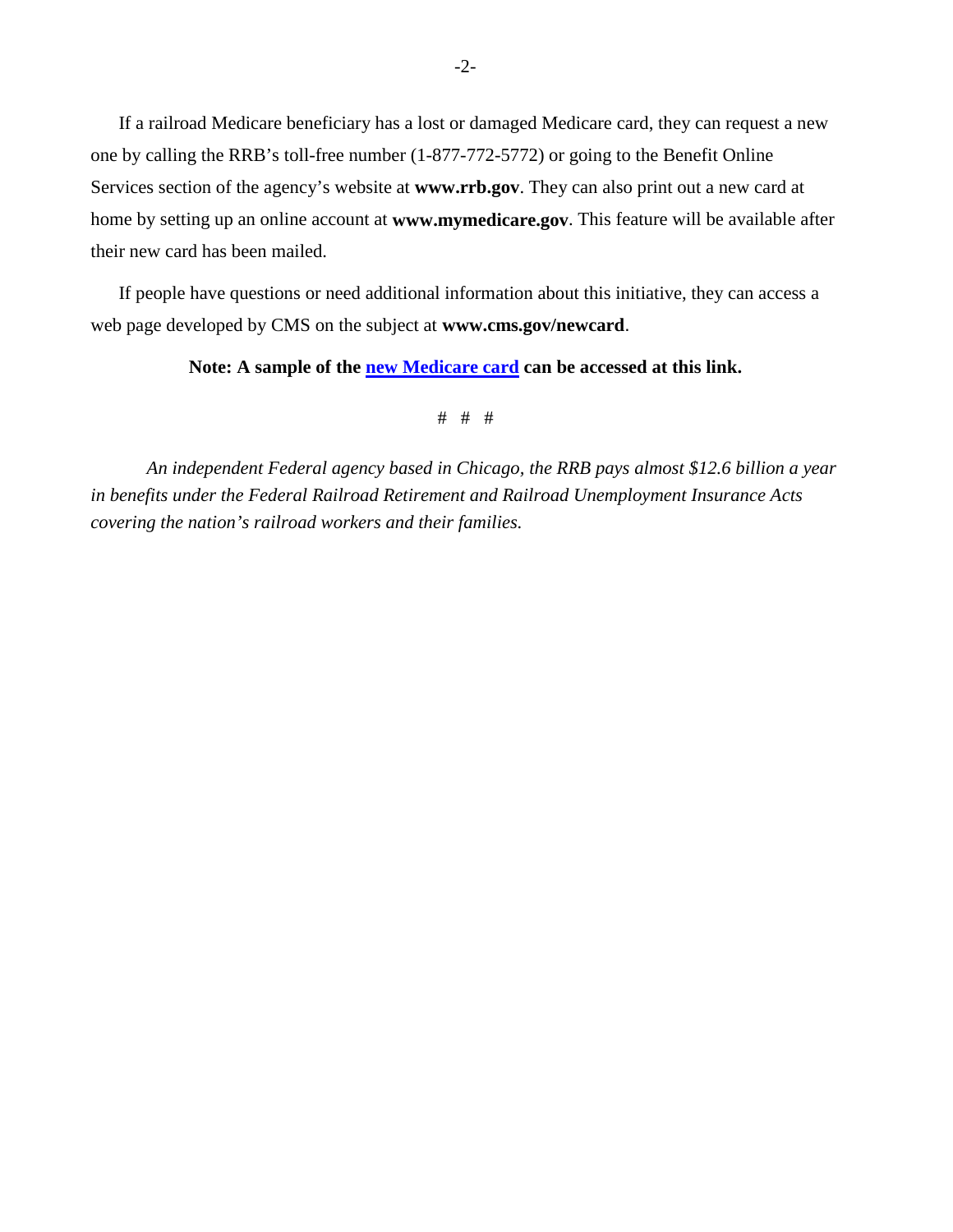If a railroad Medicare beneficiary has a lost or damaged Medicare card, they can request a new one by calling the RRB's toll-free number (1-877-772-5772) or going to the Benefit Online Services section of the agency's website at **www.rrb.gov**. They can also print out a new card at home by setting up an online account at **www.mymedicare.gov**. This feature will be available after their new card has been mailed.

If people have questions or need additional information about this initiative, they can access a web page developed by CMS on the subject at **www.cms.gov/newcard**.

**Note: A sample of the new Medicare card can be accessed at this link.**

# # #

*An independent Federal agency based in Chicago, the RRB pays almost $12.6 billion a year in benefits under the Federal Railroad Retirement and Railroad Unemployment Insurance Acts covering the nation's railroad workers and their families.*